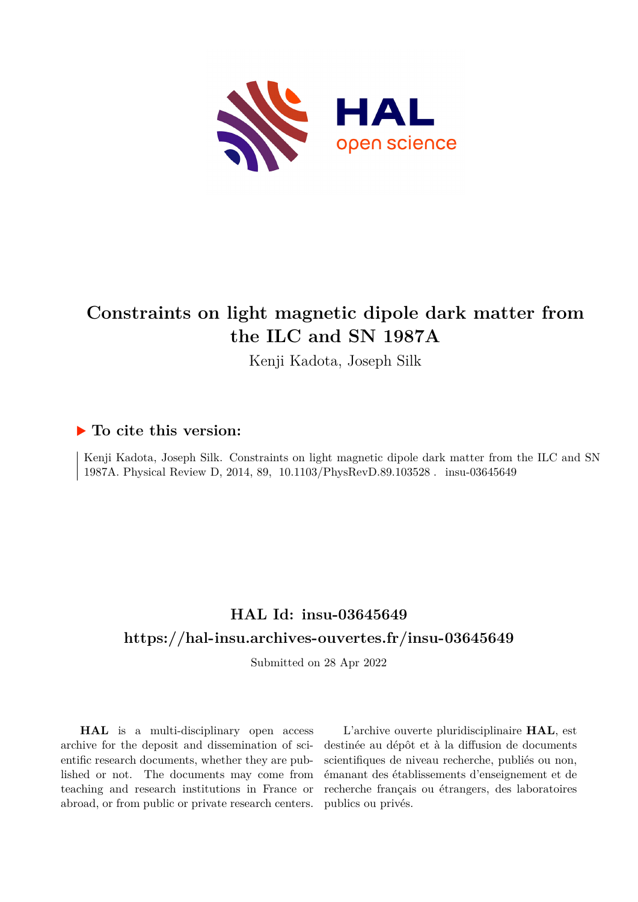# Constraints on light magnetic dipole dark matter from the ILC and SN 1987A

Kenji Kadota, Joseph Silk

## ▶ To cite this version:

Kenji Kadota, Joseph Silk. Constraints on light magnetic dipole dark matter from the ILC and SN 1987A. Physical Review D, 2014, 89, 10.1103/PhysRevD.89.103528 . insu-03645649

## HAL Id: insu-03645649

## https://hal-insu.archives-ouvertes.fr/insu-03645649

Submitted on 28 Apr 2022

**HAL** is a multi-disciplinary open access archive for the deposit and dissemination of scientific research documents, whether they are published or not. The documents may come from teaching and research institutions in France or abroad, or from public or private research centers.

L'archive ouverte pluridisciplinaire **HAL**, est destinée au dépôt et à la diffusion de documents scientifiques de niveau recherche, publiés ou non, émanant des établissements d'enseignement et de recherche français ou étrangers, des laboratoires publics ou privés.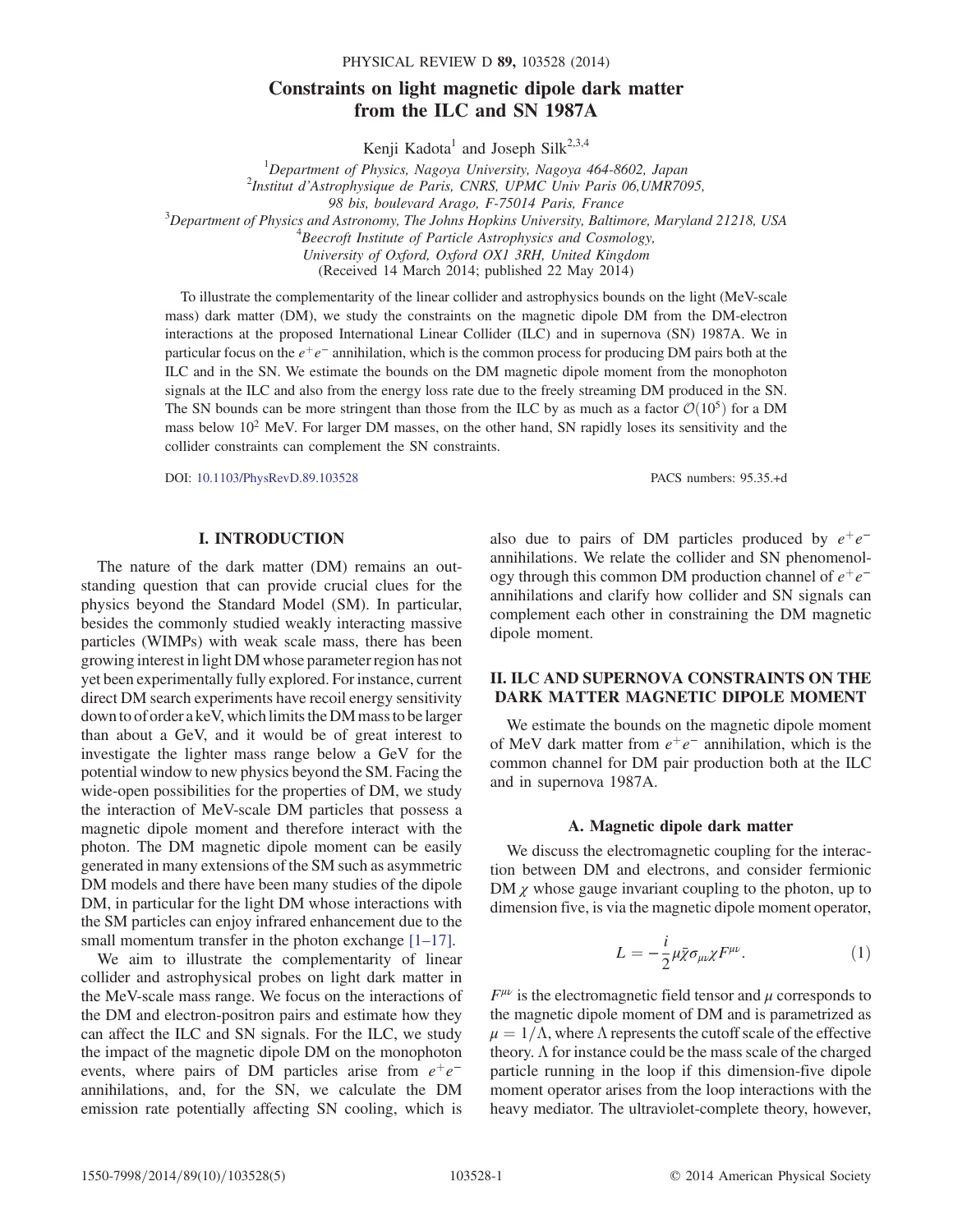PHYSICAL REVIEW D **89,** 103528 (2014)

# Constraints on light magnetic dipole dark matter from the ILC and SN 1987A

Kenji Kadota[1] and Joseph Silk[2,3,4]

[1]Department of Physics, Nagoya University, Nagoya 464-8602, Japan
[2]Institut d'Astrophysique de Paris, CNRS, UPMC Univ Paris 06,UMR7095, 98 bis, boulevard Arago, F-75014 Paris, France
[3]Department of Physics and Astronomy, The Johns Hopkins University, Baltimore, Maryland 21218, USA
[4]Beecroft Institute of Particle Astrophysics and Cosmology, University of Oxford, Oxford OX1 3RH, United Kingdom

(Received 14 March 2014; published 22 May 2014)

To illustrate the complementarity of the linear collider and astrophysics bounds on the light (MeV-scale mass) dark matter (DM), we study the constraints on the magnetic dipole DM from the DM-electron interactions at the proposed International Linear Collider (ILC) and in supernova (SN) 1987A. We in particular focus on the $e^+e^-$ annihilation, which is the common process for producing DM pairs both at the ILC and in the SN. We estimate the bounds on the DM magnetic dipole moment from the monophoton signals at the ILC and also from the energy loss rate due to the freely streaming DM produced in the SN. The SN bounds can be more stringent than those from the ILC by as much as a factor $\mathcal{O}(10^5)$ for a DM mass below $10^2$ MeV. For larger DM masses, on the other hand, SN rapidly loses its sensitivity and the collider constraints can complement the SN constraints.

DOI: 10.1103/PhysRevD.89.103528 PACS numbers: 95.35.+d

## I. INTRODUCTION

The nature of the dark matter (DM) remains an outstanding question that can provide crucial clues for the physics beyond the Standard Model (SM). In particular, besides the commonly studied weakly interacting massive particles (WIMPs) with weak scale mass, there has been growing interest in light DM whose parameter region has not yet been experimentally fully explored. For instance, current direct DM search experiments have recoil energy sensitivity down to of order a keV, which limits the DM mass to be larger than about a GeV, and it would be of great interest to investigate the lighter mass range below a GeV for the potential window to new physics beyond the SM. Facing the wide-open possibilities for the properties of DM, we study the interaction of MeV-scale DM particles that possess a magnetic dipole moment and therefore interact with the photon. The DM magnetic dipole moment can be easily generated in many extensions of the SM such as asymmetric DM models and there have been many studies of the dipole DM, in particular for the light DM whose interactions with the SM particles can enjoy infrared enhancement due to the small momentum transfer in the photon exchange [1–17].

We aim to illustrate the complementarity of linear collider and astrophysical probes on light dark matter in the MeV-scale mass range. We focus on the interactions of the DM and electron-positron pairs and estimate how they can affect the ILC and SN signals. For the ILC, we study the impact of the magnetic dipole DM on the monophoton events, where pairs of DM particles arise from $e^+e^-$ annihilations, and, for the SN, we calculate the DM emission rate potentially affecting SN cooling, which is also due to pairs of DM particles produced by $e^+e^-$ annihilations. We relate the collider and SN phenomenology through this common DM production channel of $e^+e^-$ annihilations and clarify how collider and SN signals can complement each other in constraining the DM magnetic dipole moment.

## II. ILC AND SUPERNOVA CONSTRAINTS ON THE DARK MATTER MAGNETIC DIPOLE MOMENT

We estimate the bounds on the magnetic dipole moment of MeV dark matter from $e^+e^-$ annihilation, which is the common channel for DM pair production both at the ILC and in supernova 1987A.

### A. Magnetic dipole dark matter

We discuss the electromagnetic coupling for the interaction between DM and electrons, and consider fermionic DM $\chi$ whose gauge invariant coupling to the photon, up to dimension five, is via the magnetic dipole moment operator,

$$L = -\frac{i}{2}\mu\bar{\chi}\sigma_{\mu\nu}\chi F^{\mu\nu}. \tag{1}$$

$F^{\mu\nu}$ is the electromagnetic field tensor and $\mu$ corresponds to the magnetic dipole moment of DM and is parametrized as $\mu = 1/\Lambda$, where $\Lambda$ represents the cutoff scale of the effective theory. $\Lambda$ for instance could be the mass scale of the charged particle running in the loop if this dimension-five dipole moment operator arises from the loop interactions with the heavy mediator. The ultraviolet-complete theory, however,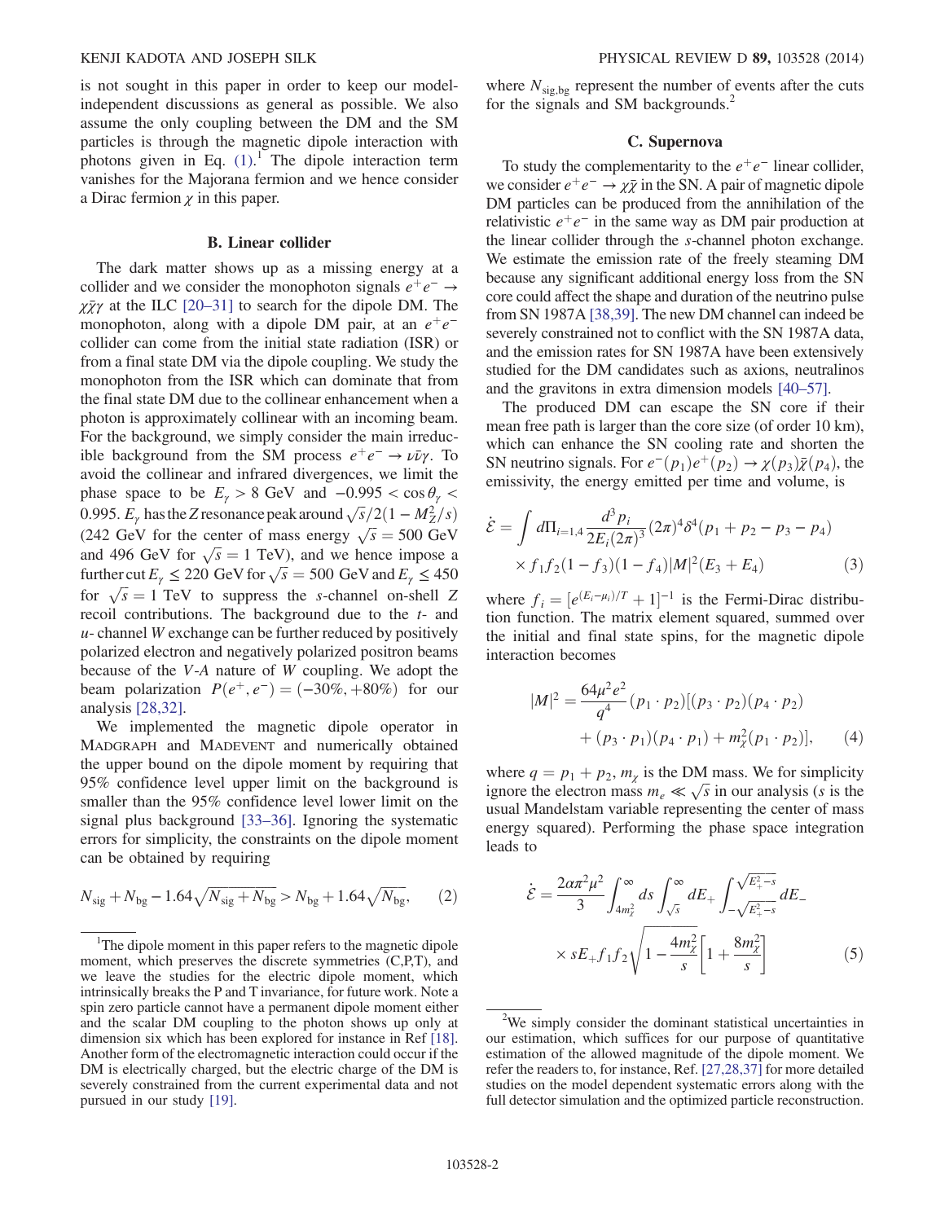is not sought in this paper in order to keep our model-independent discussions as general as possible. We also assume the only coupling between the DM and the SM particles is through the magnetic dipole interaction with photons given in Eq. (1).[1] The dipole interaction term vanishes for the Majorana fermion and we hence consider a Dirac fermion $\chi$ in this paper.

### B. Linear collider

The dark matter shows up as a missing energy at a collider and we consider the monophoton signals $e^+e^- \to \chi\bar{\chi}\gamma$ at the ILC [20–31] to search for the dipole DM. The monophoton, along with a dipole DM pair, at an $e^+e^-$ collider can come from the initial state radiation (ISR) or from a final state DM via the dipole coupling. We study the monophoton from the ISR which can dominate that from the final state DM due to the collinear enhancement when a photon is approximately collinear with an incoming beam. For the background, we simply consider the main irreducible background from the SM process $e^+e^- \to \nu\bar{\nu}\gamma$. To avoid the collinear and infrared divergences, we limit the phase space to be $E_\gamma > 8$ GeV and $-0.995 < \cos\theta_\gamma < 0.995$. $E_\gamma$ has the $Z$ resonance peak around $\sqrt{s}/2(1 - M_Z^2/s)$ (242 GeV for the center of mass energy $\sqrt{s} = 500$ GeV and 496 GeV for $\sqrt{s} = 1$ TeV), and we hence impose a further cut $E_\gamma \leq 220$ GeV for $\sqrt{s} = 500$ GeV and $E_\gamma \leq 450$ for $\sqrt{s} = 1$ TeV to suppress the $s$-channel on-shell $Z$ recoil contributions. The background due to the $t$- and $u$- channel $W$ exchange can be further reduced by positively polarized electron and negatively polarized positron beams because of the $V$-$A$ nature of $W$ coupling. We adopt the beam polarization $P(e^+, e^-) = (-30\%, +80\%)$ for our analysis [28,32].

We implemented the magnetic dipole operator in MADGRAPH and MADEVENT and numerically obtained the upper bound on the dipole moment by requiring that 95% confidence level upper limit on the background is smaller than the 95% confidence level lower limit on the signal plus background [33–36]. Ignoring the systematic errors for simplicity, the constraints on the dipole moment can be obtained by requiring

$$N_{\rm sig} + N_{\rm bg} - 1.64\sqrt{N_{\rm sig} + N_{\rm bg}} > N_{\rm bg} + 1.64\sqrt{N_{\rm bg}}, \qquad (2)$$

where $N_{\rm sig,bg}$ represent the number of events after the cuts for the signals and SM backgrounds.[2]

### C. Supernova

To study the complementarity to the $e^+e^-$ linear collider, we consider $e^+e^- \to \chi\bar{\chi}$ in the SN. A pair of magnetic dipole DM particles can be produced from the annihilation of the relativistic $e^+e^-$ in the same way as DM pair production at the linear collider through the $s$-channel photon exchange. We estimate the emission rate of the freely steaming DM because any significant additional energy loss from the SN core could affect the shape and duration of the neutrino pulse from SN 1987A [38,39]. The new DM channel can indeed be severely constrained not to conflict with the SN 1987A data, and the emission rates for SN 1987A have been extensively studied for the DM candidates such as axions, neutralinos and the gravitons in extra dimension models [40–57].

The produced DM can escape the SN core if their mean free path is larger than the core size (of order 10 km), which can enhance the SN cooling rate and shorten the SN neutrino signals. For $e^-(p_1)e^+(p_2) \to \chi(p_3)\bar{\chi}(p_4)$, the emissivity, the energy emitted per time and volume, is

$$\dot{\mathcal{E}} = \int d\Pi_{i=1,4} \frac{d^3 p_i}{2E_i(2\pi)^3}(2\pi)^4 \delta^4(p_1 + p_2 - p_3 - p_4) \times f_1 f_2 (1 - f_3)(1 - f_4)|M|^2 (E_3 + E_4) \qquad (3)$$

where $f_i = [e^{(E_i - \mu_i)/T} + 1]^{-1}$ is the Fermi-Dirac distribution function. The matrix element squared, summed over the initial and final state spins, for the magnetic dipole interaction becomes

$$|M|^2 = \frac{64\mu^2 e^2}{q^4}(p_1 \cdot p_2)[(p_3 \cdot p_2)(p_4 \cdot p_2) + (p_3 \cdot p_1)(p_4 \cdot p_1) + m_\chi^2 (p_1 \cdot p_2)], \qquad (4)$$

where $q = p_1 + p_2$, $m_\chi$ is the DM mass. We for simplicity ignore the electron mass $m_e \ll \sqrt{s}$ in our analysis ($s$ is the usual Mandelstam variable representing the center of mass energy squared). Performing the phase space integration leads to

$$\dot{\mathcal{E}} = \frac{2\alpha\pi^2\mu^2}{3} \int_{4m_\chi^2}^{\infty} ds \int_{\sqrt{s}}^{\infty} dE_+ \int_{-\sqrt{E_+^2 - s}}^{\sqrt{E_+^2 - s}} dE_- \times s E_+ f_1 f_2 \sqrt{1 - \frac{4m_\chi^2}{s}} \left[1 + \frac{8m_\chi^2}{s}\right] \qquad (5)$$

---

[1] The dipole moment in this paper refers to the magnetic dipole moment, which preserves the discrete symmetries (C,P,T), and we leave the studies for the electric dipole moment, which intrinsically breaks the P and T invariance, for future work. Note a spin zero particle cannot have a permanent dipole moment either and the scalar DM coupling to the photon shows up only at dimension six which has been explored for instance in Ref [18]. Another form of the electromagnetic interaction could occur if the DM is electrically charged, but the electric charge of the DM is severely constrained from the current experimental data and not pursued in our study [19].

[2] We simply consider the dominant statistical uncertainties in our estimation, which suffices for our purpose of quantitative estimation of the allowed magnitude of the dipole moment. We refer the readers to, for instance, Ref. [27,28,37] for more detailed studies on the model dependent systematic errors along with the full detector simulation and the optimized particle reconstruction.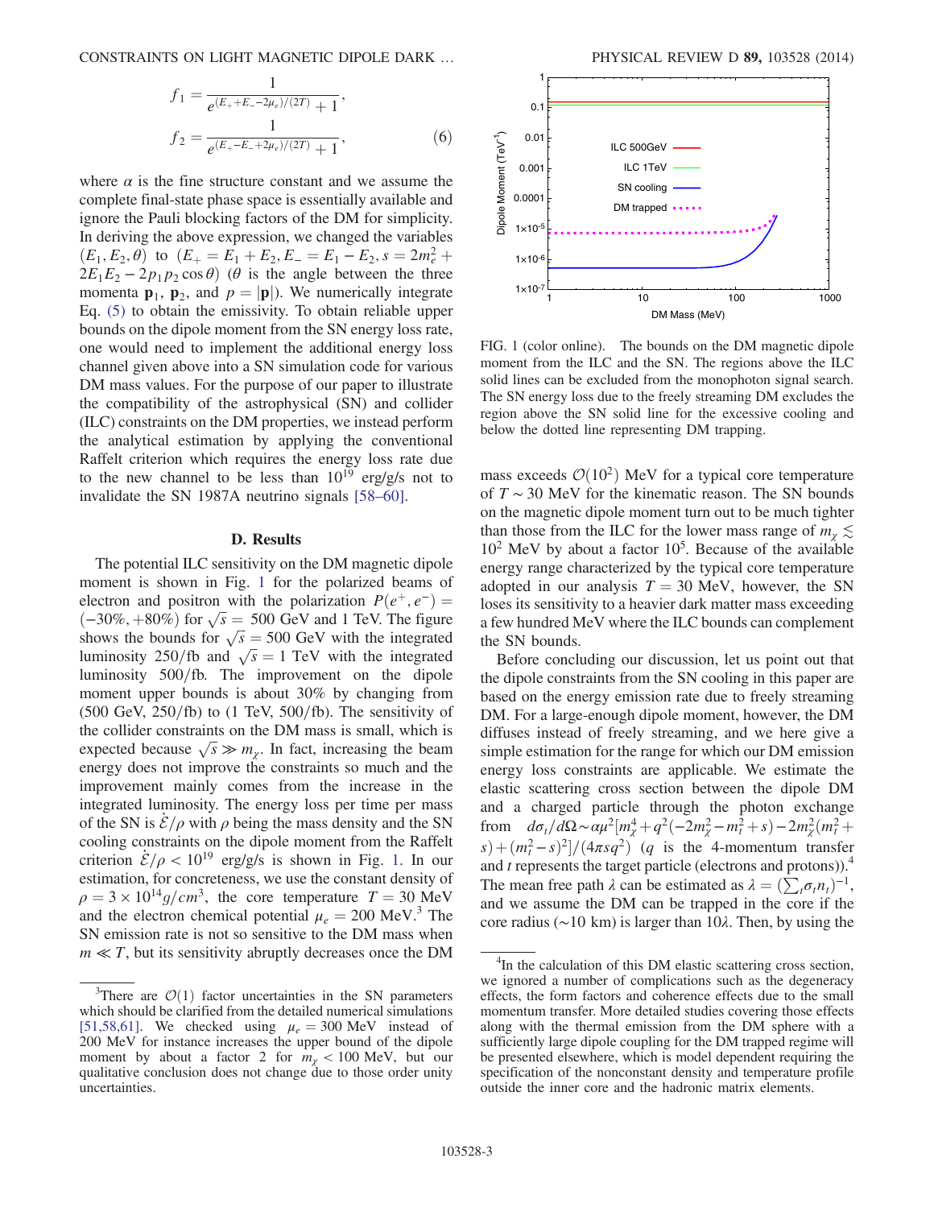$$
f_1 = \frac{1}{e^{(E_+ + E_- - 2\mu_e)/(2T)} + 1},
$$

$$
f_2 = \frac{1}{e^{(E_+ - E_- + 2\mu_e)/(2T)} + 1}, \tag{6}
$$

where $\alpha$ is the fine structure constant and we assume the complete final-state phase space is essentially available and ignore the Pauli blocking factors of the DM for simplicity. In deriving the above expression, we changed the variables $(E_1, E_2, \theta)$ to $(E_+ = E_1 + E_2, E_- = E_1 - E_2, s = 2m_e^2 + 2E_1E_2 - 2p_1p_2\cos\theta)$ ($\theta$ is the angle between the three momenta $\mathbf{p}_1$, $\mathbf{p}_2$, and $p = |\mathbf{p}|$). We numerically integrate Eq. (5) to obtain the emissivity. To obtain reliable upper bounds on the dipole moment from the SN energy loss rate, one would need to implement the additional energy loss channel given above into a SN simulation code for various DM mass values. For the purpose of our paper to illustrate the compatibility of the astrophysical (SN) and collider (ILC) constraints on the DM properties, we instead perform the analytical estimation by applying the conventional Raffelt criterion which requires the energy loss rate due to the new channel to be less than $10^{19}$ erg/g/s not to invalidate the SN 1987A neutrino signals [58–60].

### D. Results

The potential ILC sensitivity on the DM magnetic dipole moment is shown in Fig. 1 for the polarized beams of electron and positron with the polarization $P(e^+, e^-) = (-30\%, +80\%)$ for $\sqrt{s} = 500$ GeV and 1 TeV. The figure shows the bounds for $\sqrt{s} = 500$ GeV with the integrated luminosity 250/fb and $\sqrt{s} = 1$ TeV with the integrated luminosity 500/fb. The improvement on the dipole moment upper bounds is about 30% by changing from (500 GeV, 250/fb) to (1 TeV, 500/fb). The sensitivity of the collider constraints on the DM mass is small, which is expected because $\sqrt{s} \gg m_\chi$. In fact, increasing the beam energy does not improve the constraints so much and the improvement mainly comes from the increase in the integrated luminosity. The energy loss per time per mass of the SN is $\dot{\mathcal{E}}/\rho$ with $\rho$ being the mass density and the SN cooling constraints on the dipole moment from the Raffelt criterion $\dot{\mathcal{E}}/\rho < 10^{19}$ erg/g/s is shown in Fig. 1. In our estimation, for concreteness, we use the constant density of $\rho = 3 \times 10^{14} g/cm^3$, the core temperature $T = 30$ MeV and the electron chemical potential $\mu_e = 200$ MeV.[3] The SN emission rate is not so sensitive to the DM mass when $m \ll T$, but its sensitivity abruptly decreases once the DM mass exceeds $\mathcal{O}(10^2)$ MeV for a typical core temperature of $T \sim 30$ MeV for the kinematic reason. The SN bounds on the magnetic dipole moment turn out to be much tighter than those from the ILC for the lower mass range of $m_\chi \lesssim 10^2$ MeV by about a factor $10^5$. Because of the available energy range characterized by the typical core temperature adopted in our analysis $T = 30$ MeV, however, the SN loses its sensitivity to a heavier dark matter mass exceeding a few hundred MeV where the ILC bounds can complement the SN bounds.

FIG. 1 (color online). The bounds on the DM magnetic dipole moment from the ILC and the SN. The regions above the ILC solid lines can be excluded from the monophoton signal search. The SN energy loss due to the freely streaming DM excludes the region above the SN solid line for the excessive cooling and below the dotted line representing DM trapping.

Before concluding our discussion, let us point out that the dipole constraints from the SN cooling in this paper are based on the energy emission rate due to freely streaming DM. For a large-enough dipole moment, however, the DM diffuses instead of freely streaming, and we here give a simple estimation for the range for which our DM emission energy loss constraints are applicable. We estimate the elastic scattering cross section between the dipole DM and a charged particle through the photon exchange from $d\sigma_t/d\Omega \sim \alpha\mu^2[m_\chi^4 + q^2(-2m_\chi^2 - m_t^2 + s) - 2m_\chi^2(m_t^2 + s) + (m_t^2 - s)^2]/(4\pi s q^2)$ ($q$ is the 4-momentum transfer and $t$ represents the target particle (electrons and protons)).[4] The mean free path $\lambda$ can be estimated as $\lambda = (\sum_t \sigma_t n_t)^{-1}$, and we assume the DM can be trapped in the core if the core radius ($\sim$10 km) is larger than $10\lambda$. Then, by using the

---

[3] There are $\mathcal{O}(1)$ factor uncertainties in the SN parameters which should be clarified from the detailed numerical simulations [51,58,61]. We checked using $\mu_e = 300$ MeV instead of 200 MeV for instance increases the upper bound of the dipole moment by about a factor 2 for $m_\chi < 100$ MeV, but our qualitative conclusion does not change due to those order unity uncertainties.

[4] In the calculation of this DM elastic scattering cross section, we ignored a number of complications such as the degeneracy effects, the form factors and coherence effects due to the small momentum transfer. More detailed studies covering those effects along with the thermal emission from the DM sphere with a sufficiently large dipole coupling for the DM trapped regime will be presented elsewhere, which is model dependent requiring the specification of the nonconstant density and temperature profile outside the inner core and the hadronic matrix elements.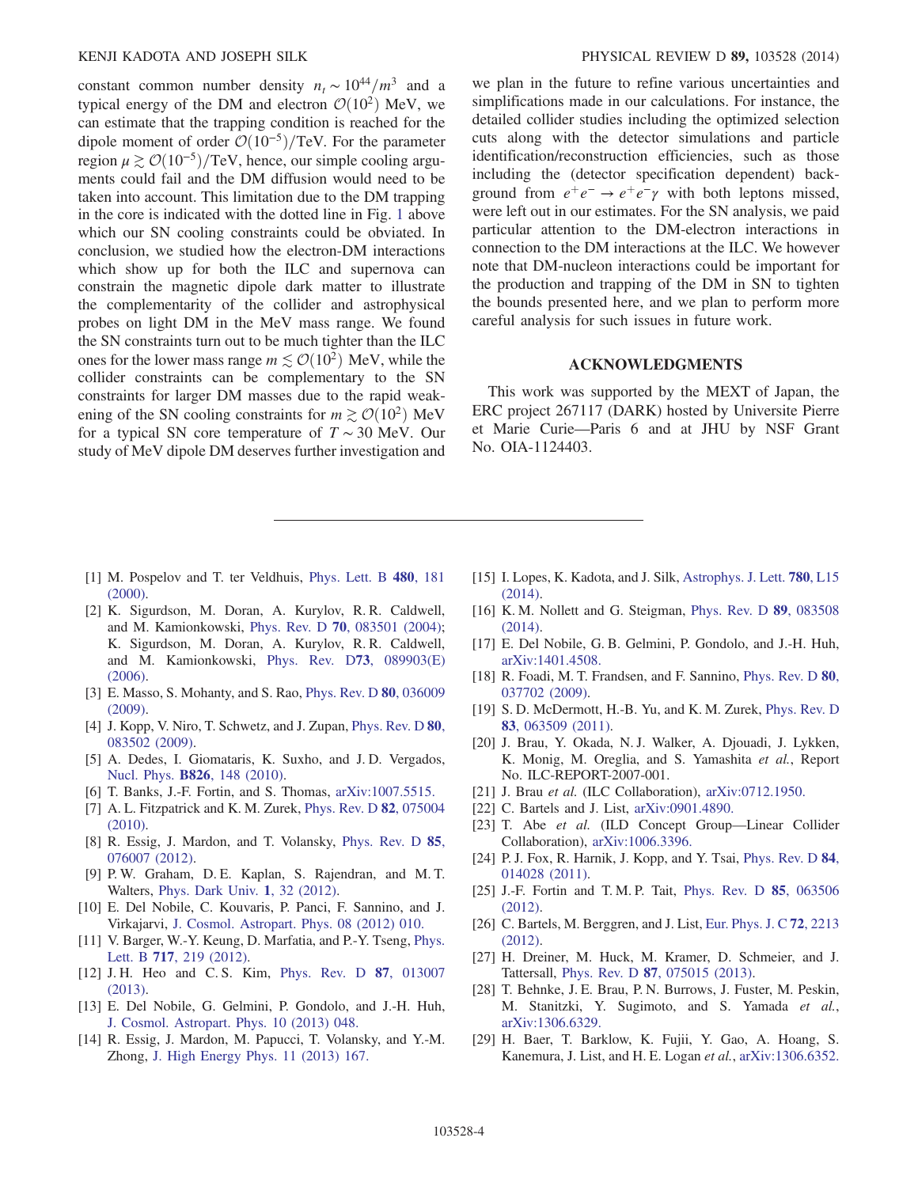constant common number density $n_t \sim 10^{44}/m^3$ and a typical energy of the DM and electron $\mathcal{O}(10^2)$ MeV, we can estimate that the trapping condition is reached for the dipole moment of order $\mathcal{O}(10^{-5})/\text{TeV}$. For the parameter region $\mu \gtrsim \mathcal{O}(10^{-5})/\text{TeV}$, hence, our simple cooling arguments could fail and the DM diffusion would need to be taken into account. This limitation due to the DM trapping in the core is indicated with the dotted line in Fig. 1 above which our SN cooling constraints could be obviated. In conclusion, we studied how the electron-DM interactions which show up for both the ILC and supernova can constrain the magnetic dipole dark matter to illustrate the complementarity of the collider and astrophysical probes on light DM in the MeV mass range. We found the SN constraints turn out to be much tighter than the ILC ones for the lower mass range $m \lesssim \mathcal{O}(10^2)$ MeV, while the collider constraints can be complementary to the SN constraints for larger DM masses due to the rapid weakening of the SN cooling constraints for $m \gtrsim \mathcal{O}(10^2)$ MeV for a typical SN core temperature of $T \sim 30$ MeV. Our study of MeV dipole DM deserves further investigation and we plan in the future to refine various uncertainties and simplifications made in our calculations. For instance, the detailed collider studies including the optimized selection cuts along with the detector simulations and particle identification/reconstruction efficiencies, such as those including the (detector specification dependent) background from $e^+e^- \to e^+e^-\gamma$ with both leptons missed, were left out in our estimates. For the SN analysis, we paid particular attention to the DM-electron interactions in connection to the DM interactions at the ILC. We however note that DM-nucleon interactions could be important for the production and trapping of the DM in SN to tighten the bounds presented here, and we plan to perform more careful analysis for such issues in future work.

## ACKNOWLEDGMENTS

This work was supported by the MEXT of Japan, the ERC project 267117 (DARK) hosted by Universite Pierre et Marie Curie—Paris 6 and at JHU by NSF Grant No. OIA-1124403.

---

[1] M. Pospelov and T. ter Veldhuis, Phys. Lett. B **480**, 181 (2000).

[2] K. Sigurdson, M. Doran, A. Kurylov, R. R. Caldwell, and M. Kamionkowski, Phys. Rev. D **70**, 083501 (2004); K. Sigurdson, M. Doran, A. Kurylov, R. R. Caldwell, and M. Kamionkowski, Phys. Rev. D**73**, 089903(E) (2006).

[3] E. Masso, S. Mohanty, and S. Rao, Phys. Rev. D **80**, 036009 (2009).

[4] J. Kopp, V. Niro, T. Schwetz, and J. Zupan, Phys. Rev. D **80**, 083502 (2009).

[5] A. Dedes, I. Giomataris, K. Suxho, and J. D. Vergados, Nucl. Phys. **B826**, 148 (2010).

[6] T. Banks, J.-F. Fortin, and S. Thomas, arXiv:1007.5515.

[7] A. L. Fitzpatrick and K. M. Zurek, Phys. Rev. D **82**, 075004 (2010).

[8] R. Essig, J. Mardon, and T. Volansky, Phys. Rev. D **85**, 076007 (2012).

[9] P. W. Graham, D. E. Kaplan, S. Rajendran, and M. T. Walters, Phys. Dark Univ. **1**, 32 (2012).

[10] E. Del Nobile, C. Kouvaris, P. Panci, F. Sannino, and J. Virkajarvi, J. Cosmol. Astropart. Phys. 08 (2012) 010.

[11] V. Barger, W.-Y. Keung, D. Marfatia, and P.-Y. Tseng, Phys. Lett. B **717**, 219 (2012).

[12] J. H. Heo and C. S. Kim, Phys. Rev. D **87**, 013007 (2013).

[13] E. Del Nobile, G. Gelmini, P. Gondolo, and J.-H. Huh, J. Cosmol. Astropart. Phys. 10 (2013) 048.

[14] R. Essig, J. Mardon, M. Papucci, T. Volansky, and Y.-M. Zhong, J. High Energy Phys. 11 (2013) 167.

[15] I. Lopes, K. Kadota, and J. Silk, Astrophys. J. Lett. **780**, L15 (2014).

[16] K. M. Nollett and G. Steigman, Phys. Rev. D **89**, 083508 (2014).

[17] E. Del Nobile, G. B. Gelmini, P. Gondolo, and J.-H. Huh, arXiv:1401.4508.

[18] R. Foadi, M. T. Frandsen, and F. Sannino, Phys. Rev. D **80**, 037702 (2009).

[19] S. D. McDermott, H.-B. Yu, and K. M. Zurek, Phys. Rev. D **83**, 063509 (2011).

[20] J. Brau, Y. Okada, N. J. Walker, A. Djouadi, J. Lykken, K. Monig, M. Oreglia, and S. Yamashita *et al.*, Report No. ILC-REPORT-2007-001.

[21] J. Brau *et al.* (ILC Collaboration), arXiv:0712.1950.

[22] C. Bartels and J. List, arXiv:0901.4890.

[23] T. Abe *et al.* (ILD Concept Group—Linear Collider Collaboration), arXiv:1006.3396.

[24] P. J. Fox, R. Harnik, J. Kopp, and Y. Tsai, Phys. Rev. D **84**, 014028 (2011).

[25] J.-F. Fortin and T. M. P. Tait, Phys. Rev. D **85**, 063506 (2012).

[26] C. Bartels, M. Berggren, and J. List, Eur. Phys. J. C **72**, 2213 (2012).

[27] H. Dreiner, M. Huck, M. Kramer, D. Schmeier, and J. Tattersall, Phys. Rev. D **87**, 075015 (2013).

[28] T. Behnke, J. E. Brau, P. N. Burrows, J. Fuster, M. Peskin, M. Stanitzki, Y. Sugimoto, and S. Yamada *et al.*, arXiv:1306.6329.

[29] H. Baer, T. Barklow, K. Fujii, Y. Gao, A. Hoang, S. Kanemura, J. List, and H. E. Logan *et al.*, arXiv:1306.6352.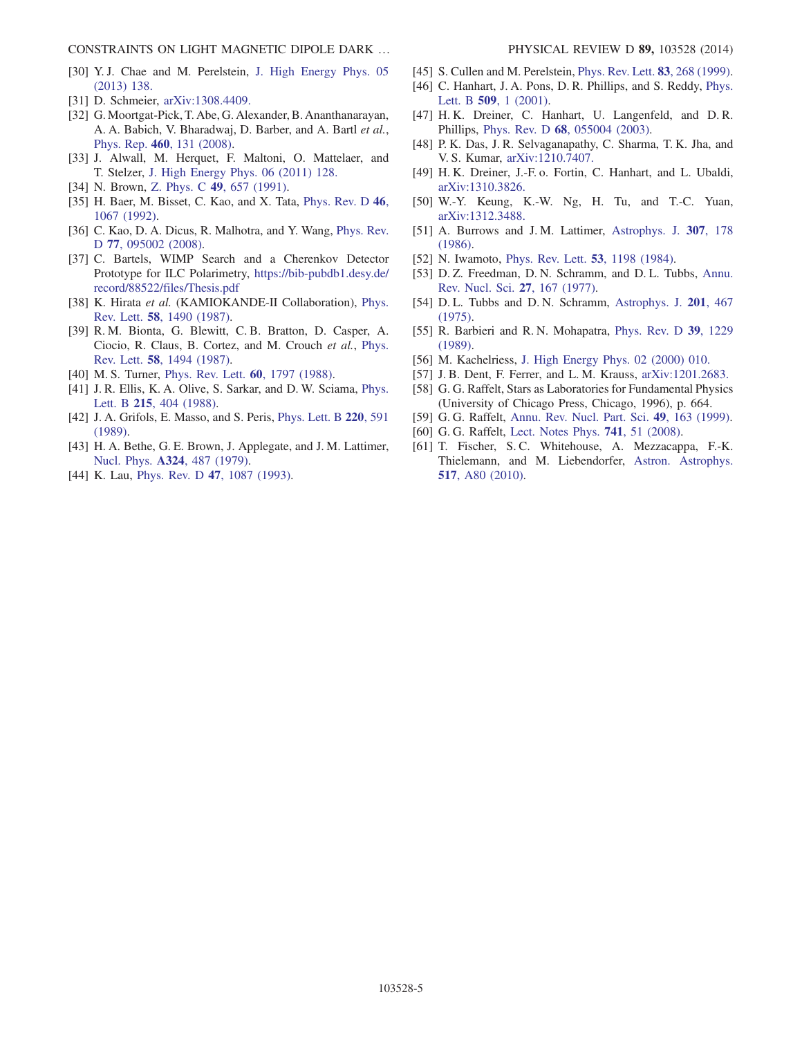[30] Y. J. Chae and M. Perelstein, J. High Energy Phys. 05 (2013) 138.

[31] D. Schmeier, arXiv:1308.4409.

[32] G. Moortgat-Pick, T. Abe, G. Alexander, B. Ananthanarayan, A. A. Babich, V. Bharadwaj, D. Barber, and A. Bartl *et al.*, Phys. Rep. **460**, 131 (2008).

[33] J. Alwall, M. Herquet, F. Maltoni, O. Mattelaer, and T. Stelzer, J. High Energy Phys. 06 (2011) 128.

[34] N. Brown, Z. Phys. C **49**, 657 (1991).

[35] H. Baer, M. Bisset, C. Kao, and X. Tata, Phys. Rev. D **46**, 1067 (1992).

[36] C. Kao, D. A. Dicus, R. Malhotra, and Y. Wang, Phys. Rev. D **77**, 095002 (2008).

[37] C. Bartels, WIMP Search and a Cherenkov Detector Prototype for ILC Polarimetry, https://bib-pubdb1.desy.de/record/88522/files/Thesis.pdf

[38] K. Hirata *et al.* (KAMIOKANDE-II Collaboration), Phys. Rev. Lett. **58**, 1490 (1987).

[39] R. M. Bionta, G. Blewitt, C. B. Bratton, D. Casper, A. Ciocio, R. Claus, B. Cortez, and M. Crouch *et al.*, Phys. Rev. Lett. **58**, 1494 (1987).

[40] M. S. Turner, Phys. Rev. Lett. **60**, 1797 (1988).

[41] J. R. Ellis, K. A. Olive, S. Sarkar, and D. W. Sciama, Phys. Lett. B **215**, 404 (1988).

[42] J. A. Grifols, E. Masso, and S. Peris, Phys. Lett. B **220**, 591 (1989).

[43] H. A. Bethe, G. E. Brown, J. Applegate, and J. M. Lattimer, Nucl. Phys. **A324**, 487 (1979).

[44] K. Lau, Phys. Rev. D **47**, 1087 (1993).

[45] S. Cullen and M. Perelstein, Phys. Rev. Lett. **83**, 268 (1999).

[46] C. Hanhart, J. A. Pons, D. R. Phillips, and S. Reddy, Phys. Lett. B **509**, 1 (2001).

[47] H. K. Dreiner, C. Hanhart, U. Langenfeld, and D. R. Phillips, Phys. Rev. D **68**, 055004 (2003).

[48] P. K. Das, J. R. Selvaganapathy, C. Sharma, T. K. Jha, and V. S. Kumar, arXiv:1210.7407.

[49] H. K. Dreiner, J.-F. o. Fortin, C. Hanhart, and L. Ubaldi, arXiv:1310.3826.

[50] W.-Y. Keung, K.-W. Ng, H. Tu, and T.-C. Yuan, arXiv:1312.3488.

[51] A. Burrows and J. M. Lattimer, Astrophys. J. **307**, 178 (1986).

[52] N. Iwamoto, Phys. Rev. Lett. **53**, 1198 (1984).

[53] D. Z. Freedman, D. N. Schramm, and D. L. Tubbs, Annu. Rev. Nucl. Sci. **27**, 167 (1977).

[54] D. L. Tubbs and D. N. Schramm, Astrophys. J. **201**, 467 (1975).

[55] R. Barbieri and R. N. Mohapatra, Phys. Rev. D **39**, 1229 (1989).

[56] M. Kachelriess, J. High Energy Phys. 02 (2000) 010.

[57] J. B. Dent, F. Ferrer, and L. M. Krauss, arXiv:1201.2683.

[58] G. G. Raffelt, Stars as Laboratories for Fundamental Physics (University of Chicago Press, Chicago, 1996), p. 664.

[59] G. G. Raffelt, Annu. Rev. Nucl. Part. Sci. **49**, 163 (1999).

[60] G. G. Raffelt, Lect. Notes Phys. **741**, 51 (2008).

[61] T. Fischer, S. C. Whitehouse, A. Mezzacappa, F.-K. Thielemann, and M. Liebendorfer, Astron. Astrophys. **517**, A80 (2010).